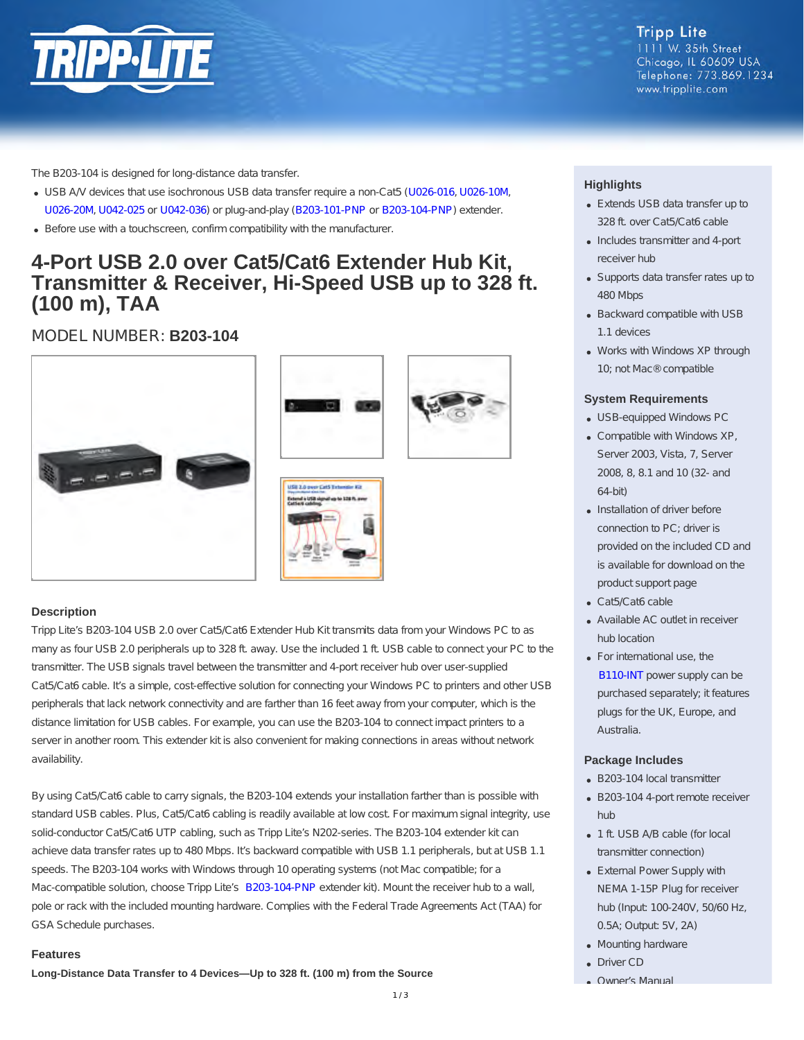Tripp Lite
1111 W. 35th Street
Chicago, IL 60609 USA
Telephone: 773.869.1234
www.tripplite.com

The B203-104 is designed for long-distance data transfer.

- USB A/V devices that use isochronous USB data transfer require a non-Cat5 (U026-016, U026-10M, U026-20M, U042-025 or U042-036) or plug-and-play (B203-101-PNP or B203-104-PNP) extender.
- Before use with a touchscreen, confirm compatibility with the manufacturer.

# 4-Port USB 2.0 over Cat5/Cat6 Extender Hub Kit, Transmitter & Receiver, Hi-Speed USB up to 328 ft. (100 m), TAA

MODEL NUMBER: **B203-104**

## Description

Tripp Lite's B203-104 USB 2.0 over Cat5/Cat6 Extender Hub Kit transmits data from your Windows PC to as many as four USB 2.0 peripherals up to 328 ft. away. Use the included 1 ft. USB cable to connect your PC to the transmitter. The USB signals travel between the transmitter and 4-port receiver hub over user-supplied Cat5/Cat6 cable. It's a simple, cost-effective solution for connecting your Windows PC to printers and other USB peripherals that lack network connectivity and are farther than 16 feet away from your computer, which is the distance limitation for USB cables. For example, you can use the B203-104 to connect impact printers to a server in another room. This extender kit is also convenient for making connections in areas without network availability.

By using Cat5/Cat6 cable to carry signals, the B203-104 extends your installation farther than is possible with standard USB cables. Plus, Cat5/Cat6 cabling is readily available at low cost. For maximum signal integrity, use solid-conductor Cat5/Cat6 UTP cabling, such as Tripp Lite's N202-series. The B203-104 extender kit can achieve data transfer rates up to 480 Mbps. It's backward compatible with USB 1.1 peripherals, but at USB 1.1 speeds. The B203-104 works with Windows through 10 operating systems (not Mac compatible; for a Mac-compatible solution, choose Tripp Lite's B203-104-PNP extender kit). Mount the receiver hub to a wall, pole or rack with the included mounting hardware. Complies with the Federal Trade Agreements Act (TAA) for GSA Schedule purchases.

## Features

**Long-Distance Data Transfer to 4 Devices—Up to 328 ft. (100 m) from the Source**

## Highlights

- Extends USB data transfer up to 328 ft. over Cat5/Cat6 cable
- Includes transmitter and 4-port receiver hub
- Supports data transfer rates up to 480 Mbps
- Backward compatible with USB 1.1 devices
- Works with Windows XP through 10; not Mac® compatible

## System Requirements

- USB-equipped Windows PC
- Compatible with Windows XP, Server 2003, Vista, 7, Server 2008, 8, 8.1 and 10 (32- and 64-bit)
- Installation of driver before connection to PC; driver is provided on the included CD and is available for download on the product support page
- Cat5/Cat6 cable
- Available AC outlet in receiver hub location
- For international use, the B110-INT power supply can be purchased separately; it features plugs for the UK, Europe, and Australia.

## Package Includes

- B203-104 local transmitter
- B203-104 4-port remote receiver hub
- 1 ft. USB A/B cable (for local transmitter connection)
- External Power Supply with NEMA 1-15P Plug for receiver hub (Input: 100-240V, 50/60 Hz, 0.5A; Output: 5V, 2A)
- Mounting hardware
- Driver CD
- Owner's Manual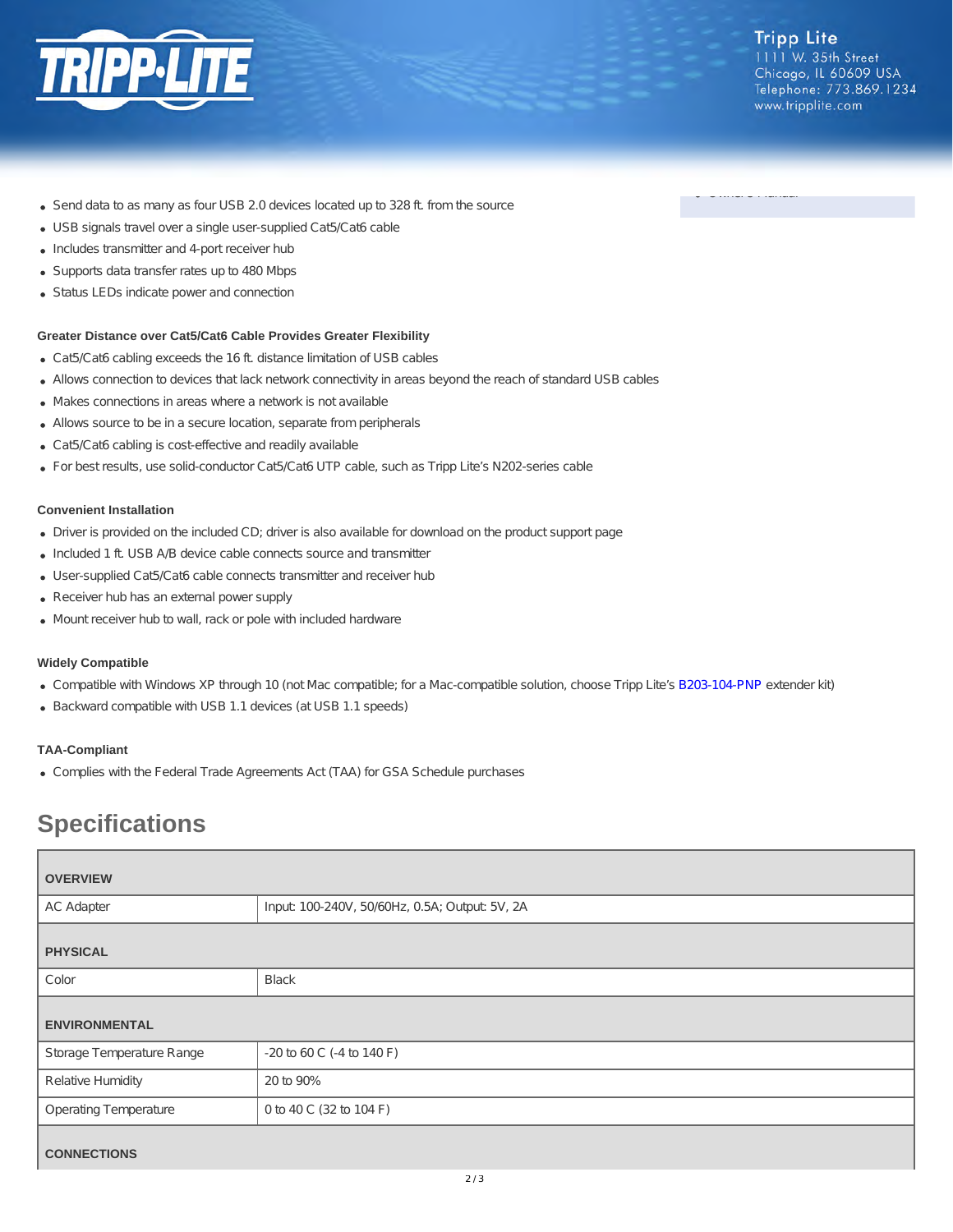- Send data to as many as four USB 2.0 devices located up to 328 ft. from the source
- USB signals travel over a single user-supplied Cat5/Cat6 cable
- Includes transmitter and 4-port receiver hub
- Supports data transfer rates up to 480 Mbps
- Status LEDs indicate power and connection

**Greater Distance over Cat5/Cat6 Cable Provides Greater Flexibility**

- Cat5/Cat6 cabling exceeds the 16 ft. distance limitation of USB cables
- Allows connection to devices that lack network connectivity in areas beyond the reach of standard USB cables
- Makes connections in areas where a network is not available
- Allows source to be in a secure location, separate from peripherals
- Cat5/Cat6 cabling is cost-effective and readily available
- For best results, use solid-conductor Cat5/Cat6 UTP cable, such as Tripp Lite's N202-series cable

**Convenient Installation**

- Driver is provided on the included CD; driver is also available for download on the product support page
- Included 1 ft. USB A/B device cable connects source and transmitter
- User-supplied Cat5/Cat6 cable connects transmitter and receiver hub
- Receiver hub has an external power supply
- Mount receiver hub to wall, rack or pole with included hardware

**Widely Compatible**

- Compatible with Windows XP through 10 (not Mac compatible; for a Mac-compatible solution, choose Tripp Lite's B203-104-PNP extender kit)
- Backward compatible with USB 1.1 devices (at USB 1.1 speeds)

**TAA-Compliant**

- Complies with the Federal Trade Agreements Act (TAA) for GSA Schedule purchases

## Specifications

| **OVERVIEW** | |
|---|---|
| AC Adapter | Input: 100-240V, 50/60Hz, 0.5A; Output: 5V, 2A |
| **PHYSICAL** | |
| Color | Black |
| **ENVIRONMENTAL** | |
| Storage Temperature Range | -20 to 60 C (-4 to 140 F) |
| Relative Humidity | 20 to 90% |
| Operating Temperature | 0 to 40 C (32 to 104 F) |
| **CONNECTIONS** | |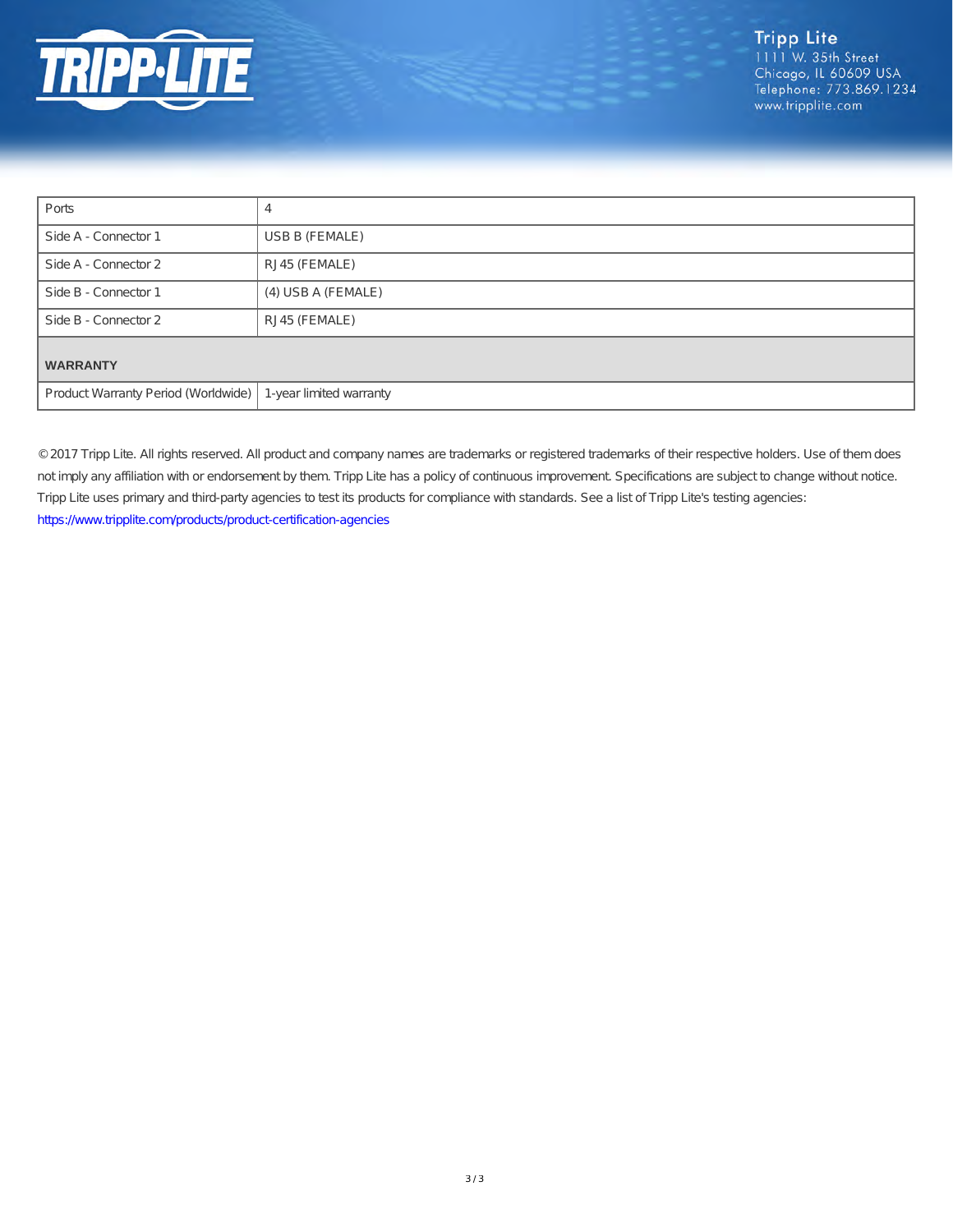| | |
|---|---|
| Ports | 4 |
| Side A - Connector 1 | USB B (FEMALE) |
| Side A - Connector 2 | RJ45 (FEMALE) |
| Side B - Connector 1 | (4) USB A (FEMALE) |
| Side B - Connector 2 | RJ45 (FEMALE) |
| **WARRANTY** | |
| Product Warranty Period (Worldwide) | 1-year limited warranty |

© 2017 Tripp Lite. All rights reserved. All product and company names are trademarks or registered trademarks of their respective holders. Use of them does not imply any affiliation with or endorsement by them. Tripp Lite has a policy of continuous improvement. Specifications are subject to change without notice. Tripp Lite uses primary and third-party agencies to test its products for compliance with standards. See a list of Tripp Lite's testing agencies: https://www.tripplite.com/products/product-certification-agencies